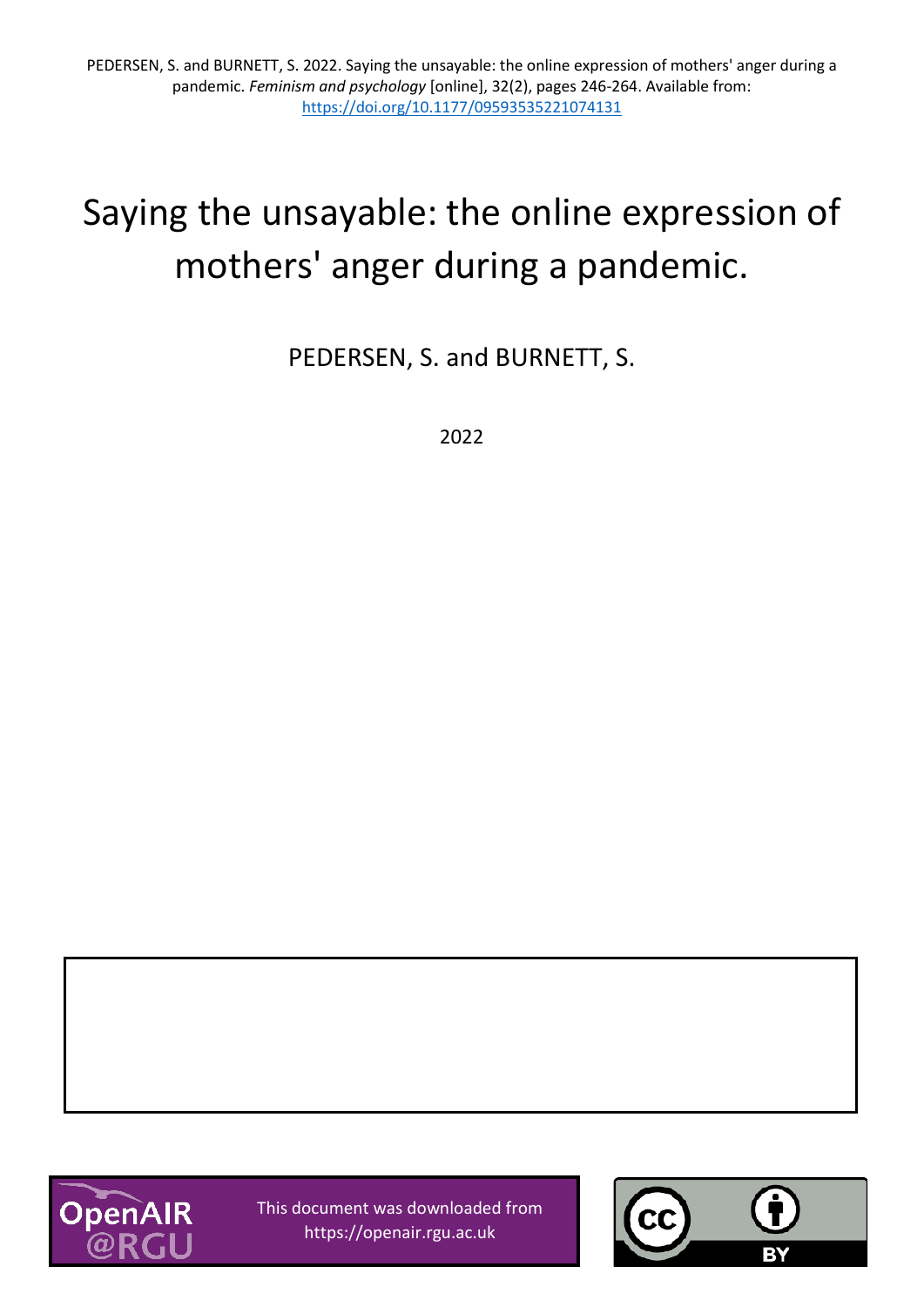PEDERSEN, S. and BURNETT, S. 2022. Saying the unsayable: the online expression of mothers' anger during a pandemic. *Feminism and psychology* [online], 32(2), pages 246-264. Available from: https://doi.org/10.1177/09593535221074131

# Saying the unsayable: the online expression of mothers' anger during a pandemic.

PEDERSEN, S. and BURNETT, S.

2022

This document was downloaded from https://openair.rgu.ac.uk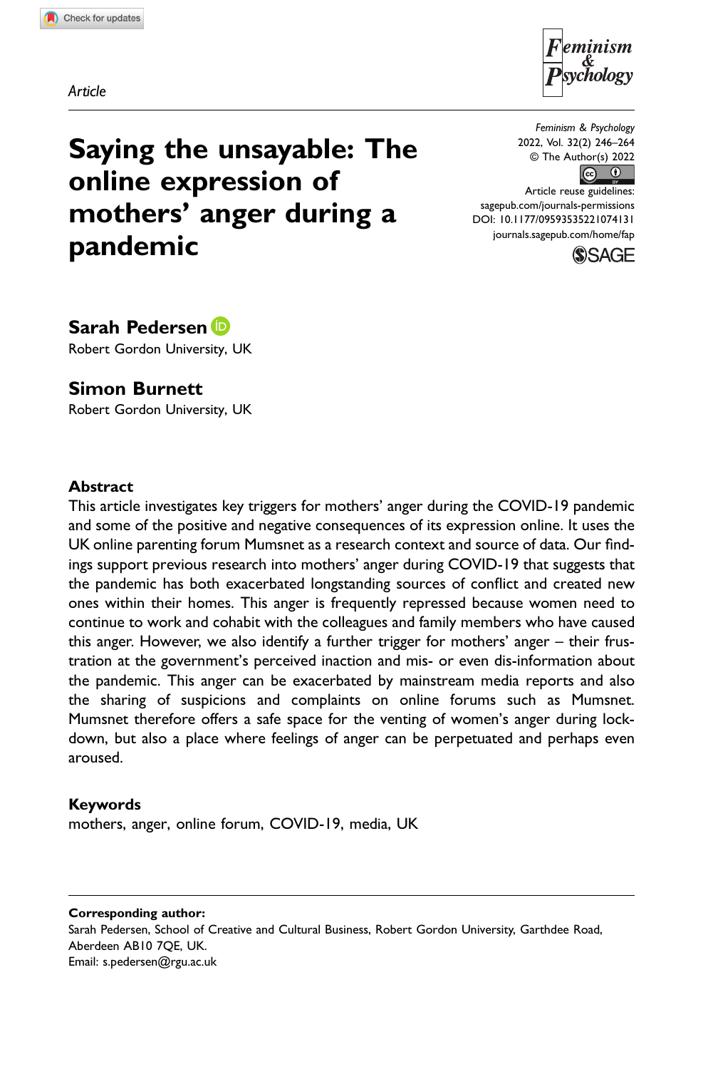Article

# Saying the unsayable: The online expression of mothers' anger during a pandemic

**Sarah Pedersen**
Robert Gordon University, UK

**Simon Burnett**
Robert Gordon University, UK

## Abstract

This article investigates key triggers for mothers' anger during the COVID-19 pandemic and some of the positive and negative consequences of its expression online. It uses the UK online parenting forum Mumsnet as a research context and source of data. Our findings support previous research into mothers' anger during COVID-19 that suggests that the pandemic has both exacerbated longstanding sources of conflict and created new ones within their homes. This anger is frequently repressed because women need to continue to work and cohabit with the colleagues and family members who have caused this anger. However, we also identify a further trigger for mothers' anger – their frustration at the government's perceived inaction and mis- or even dis-information about the pandemic. This anger can be exacerbated by mainstream media reports and also the sharing of suspicions and complaints on online forums such as Mumsnet. Mumsnet therefore offers a safe space for the venting of women's anger during lockdown, but also a place where feelings of anger can be perpetuated and perhaps even aroused.

## Keywords

mothers, anger, online forum, COVID-19, media, UK

**Corresponding author:**
Sarah Pedersen, School of Creative and Cultural Business, Robert Gordon University, Garthdee Road, Aberdeen AB10 7QE, UK.
Email: s.pedersen@rgu.ac.uk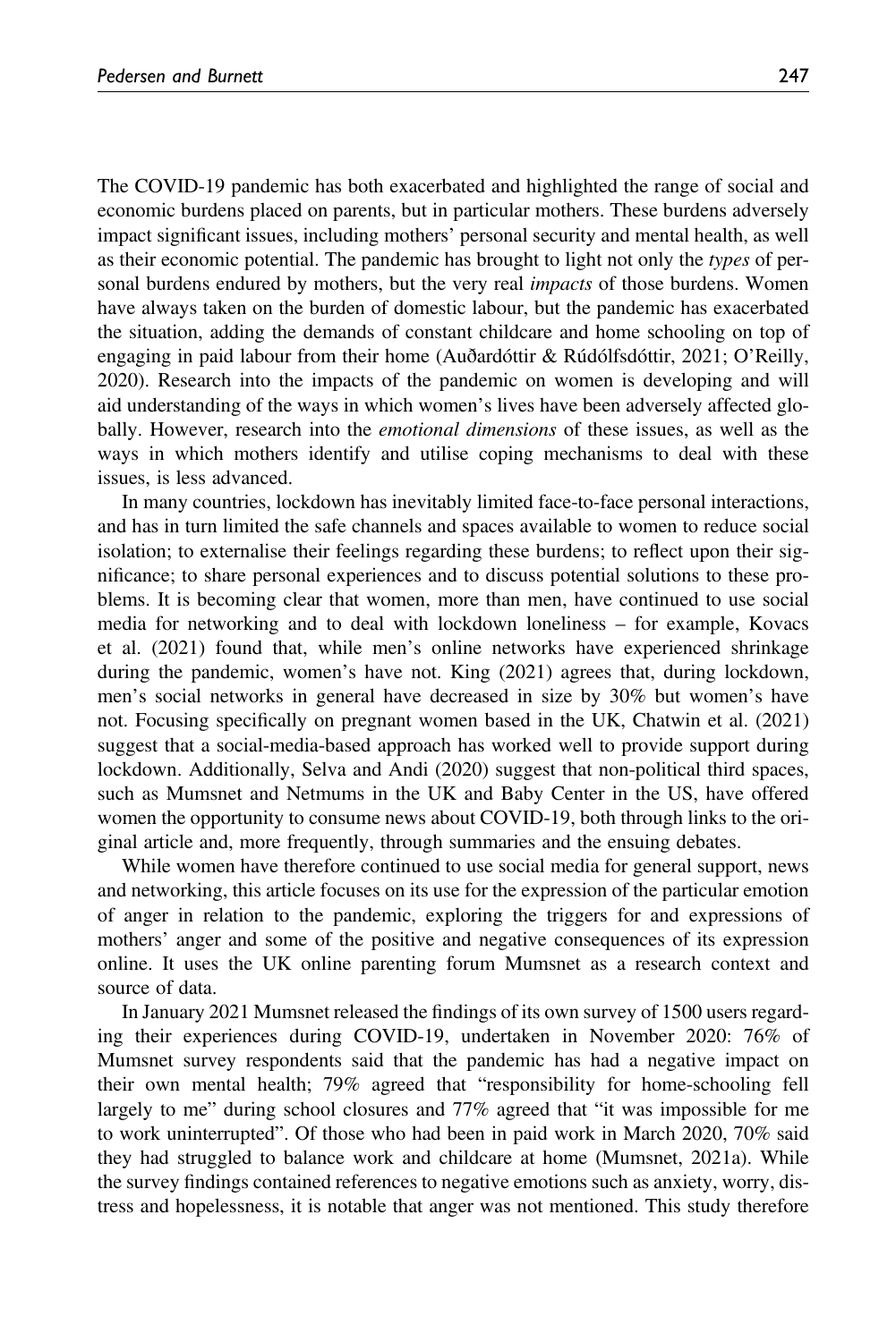The COVID-19 pandemic has both exacerbated and highlighted the range of social and economic burdens placed on parents, but in particular mothers. These burdens adversely impact significant issues, including mothers' personal security and mental health, as well as their economic potential. The pandemic has brought to light not only the *types* of personal burdens endured by mothers, but the very real *impacts* of those burdens. Women have always taken on the burden of domestic labour, but the pandemic has exacerbated the situation, adding the demands of constant childcare and home schooling on top of engaging in paid labour from their home (Auðardóttir & Rúdólfsdóttir, 2021; O'Reilly, 2020). Research into the impacts of the pandemic on women is developing and will aid understanding of the ways in which women's lives have been adversely affected globally. However, research into the *emotional dimensions* of these issues, as well as the ways in which mothers identify and utilise coping mechanisms to deal with these issues, is less advanced.

In many countries, lockdown has inevitably limited face-to-face personal interactions, and has in turn limited the safe channels and spaces available to women to reduce social isolation; to externalise their feelings regarding these burdens; to reflect upon their significance; to share personal experiences and to discuss potential solutions to these problems. It is becoming clear that women, more than men, have continued to use social media for networking and to deal with lockdown loneliness – for example, Kovacs et al. (2021) found that, while men's online networks have experienced shrinkage during the pandemic, women's have not. King (2021) agrees that, during lockdown, men's social networks in general have decreased in size by 30% but women's have not. Focusing specifically on pregnant women based in the UK, Chatwin et al. (2021) suggest that a social-media-based approach has worked well to provide support during lockdown. Additionally, Selva and Andi (2020) suggest that non-political third spaces, such as Mumsnet and Netmums in the UK and Baby Center in the US, have offered women the opportunity to consume news about COVID-19, both through links to the original article and, more frequently, through summaries and the ensuing debates.

While women have therefore continued to use social media for general support, news and networking, this article focuses on its use for the expression of the particular emotion of anger in relation to the pandemic, exploring the triggers for and expressions of mothers' anger and some of the positive and negative consequences of its expression online. It uses the UK online parenting forum Mumsnet as a research context and source of data.

In January 2021 Mumsnet released the findings of its own survey of 1500 users regarding their experiences during COVID-19, undertaken in November 2020: 76% of Mumsnet survey respondents said that the pandemic has had a negative impact on their own mental health; 79% agreed that "responsibility for home-schooling fell largely to me" during school closures and 77% agreed that "it was impossible for me to work uninterrupted". Of those who had been in paid work in March 2020, 70% said they had struggled to balance work and childcare at home (Mumsnet, 2021a). While the survey findings contained references to negative emotions such as anxiety, worry, distress and hopelessness, it is notable that anger was not mentioned. This study therefore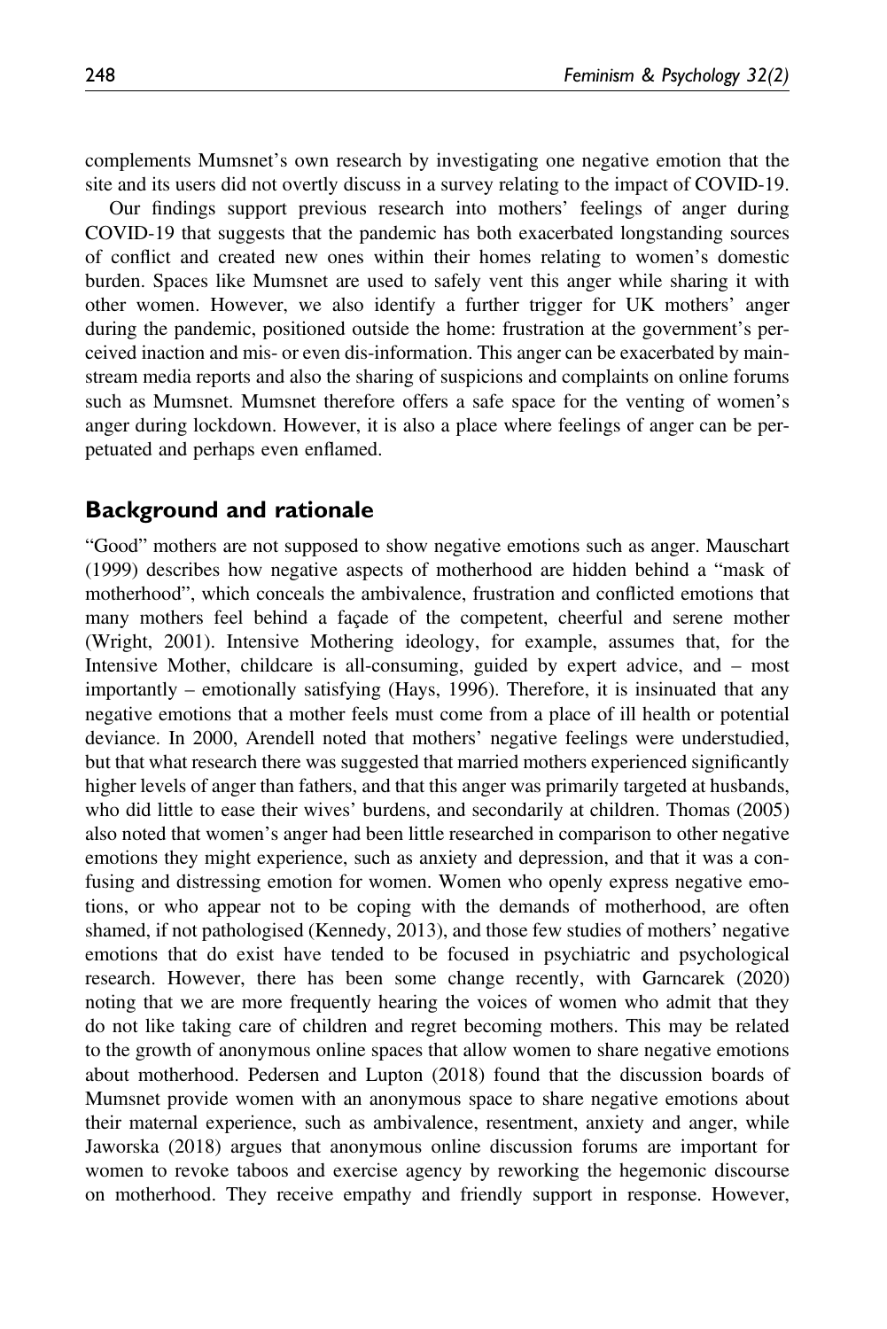complements Mumsnet's own research by investigating one negative emotion that the site and its users did not overtly discuss in a survey relating to the impact of COVID-19.

Our findings support previous research into mothers' feelings of anger during COVID-19 that suggests that the pandemic has both exacerbated longstanding sources of conflict and created new ones within their homes relating to women's domestic burden. Spaces like Mumsnet are used to safely vent this anger while sharing it with other women. However, we also identify a further trigger for UK mothers' anger during the pandemic, positioned outside the home: frustration at the government's perceived inaction and mis- or even dis-information. This anger can be exacerbated by mainstream media reports and also the sharing of suspicions and complaints on online forums such as Mumsnet. Mumsnet therefore offers a safe space for the venting of women's anger during lockdown. However, it is also a place where feelings of anger can be perpetuated and perhaps even enflamed.

## Background and rationale

"Good" mothers are not supposed to show negative emotions such as anger. Mauschart (1999) describes how negative aspects of motherhood are hidden behind a "mask of motherhood", which conceals the ambivalence, frustration and conflicted emotions that many mothers feel behind a façade of the competent, cheerful and serene mother (Wright, 2001). Intensive Mothering ideology, for example, assumes that, for the Intensive Mother, childcare is all-consuming, guided by expert advice, and – most importantly – emotionally satisfying (Hays, 1996). Therefore, it is insinuated that any negative emotions that a mother feels must come from a place of ill health or potential deviance. In 2000, Arendell noted that mothers' negative feelings were understudied, but that what research there was suggested that married mothers experienced significantly higher levels of anger than fathers, and that this anger was primarily targeted at husbands, who did little to ease their wives' burdens, and secondarily at children. Thomas (2005) also noted that women's anger had been little researched in comparison to other negative emotions they might experience, such as anxiety and depression, and that it was a confusing and distressing emotion for women. Women who openly express negative emotions, or who appear not to be coping with the demands of motherhood, are often shamed, if not pathologised (Kennedy, 2013), and those few studies of mothers' negative emotions that do exist have tended to be focused in psychiatric and psychological research. However, there has been some change recently, with Garncarek (2020) noting that we are more frequently hearing the voices of women who admit that they do not like taking care of children and regret becoming mothers. This may be related to the growth of anonymous online spaces that allow women to share negative emotions about motherhood. Pedersen and Lupton (2018) found that the discussion boards of Mumsnet provide women with an anonymous space to share negative emotions about their maternal experience, such as ambivalence, resentment, anxiety and anger, while Jaworska (2018) argues that anonymous online discussion forums are important for women to revoke taboos and exercise agency by reworking the hegemonic discourse on motherhood. They receive empathy and friendly support in response. However,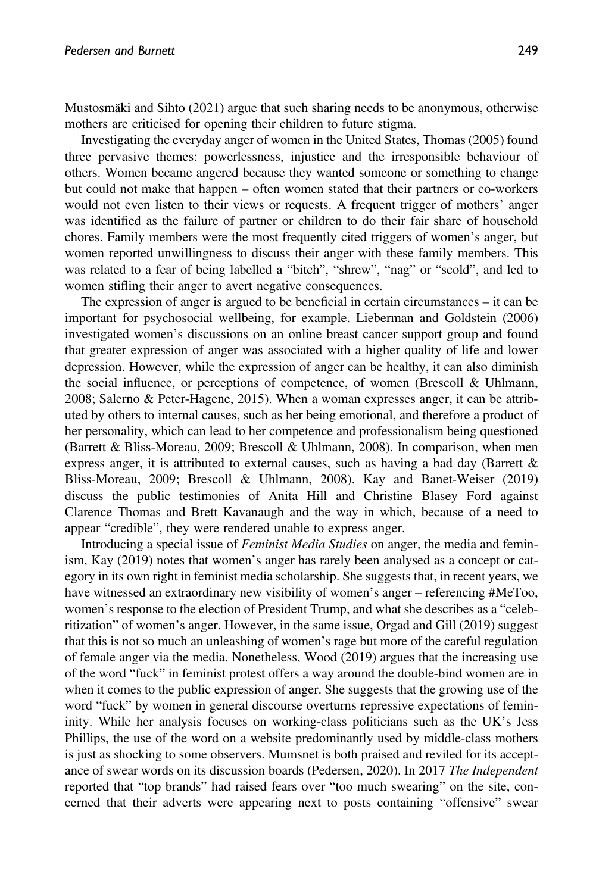Mustosmäki and Sihto (2021) argue that such sharing needs to be anonymous, otherwise mothers are criticised for opening their children to future stigma.

Investigating the everyday anger of women in the United States, Thomas (2005) found three pervasive themes: powerlessness, injustice and the irresponsible behaviour of others. Women became angered because they wanted someone or something to change but could not make that happen – often women stated that their partners or co-workers would not even listen to their views or requests. A frequent trigger of mothers' anger was identified as the failure of partner or children to do their fair share of household chores. Family members were the most frequently cited triggers of women's anger, but women reported unwillingness to discuss their anger with these family members. This was related to a fear of being labelled a "bitch", "shrew", "nag" or "scold", and led to women stifling their anger to avert negative consequences.

The expression of anger is argued to be beneficial in certain circumstances – it can be important for psychosocial wellbeing, for example. Lieberman and Goldstein (2006) investigated women's discussions on an online breast cancer support group and found that greater expression of anger was associated with a higher quality of life and lower depression. However, while the expression of anger can be healthy, it can also diminish the social influence, or perceptions of competence, of women (Brescoll & Uhlmann, 2008; Salerno & Peter-Hagene, 2015). When a woman expresses anger, it can be attributed by others to internal causes, such as her being emotional, and therefore a product of her personality, which can lead to her competence and professionalism being questioned (Barrett & Bliss-Moreau, 2009; Brescoll & Uhlmann, 2008). In comparison, when men express anger, it is attributed to external causes, such as having a bad day (Barrett & Bliss-Moreau, 2009; Brescoll & Uhlmann, 2008). Kay and Banet-Weiser (2019) discuss the public testimonies of Anita Hill and Christine Blasey Ford against Clarence Thomas and Brett Kavanaugh and the way in which, because of a need to appear "credible", they were rendered unable to express anger.

Introducing a special issue of *Feminist Media Studies* on anger, the media and feminism, Kay (2019) notes that women's anger has rarely been analysed as a concept or category in its own right in feminist media scholarship. She suggests that, in recent years, we have witnessed an extraordinary new visibility of women's anger – referencing #MeToo, women's response to the election of President Trump, and what she describes as a "celebritization" of women's anger. However, in the same issue, Orgad and Gill (2019) suggest that this is not so much an unleashing of women's rage but more of the careful regulation of female anger via the media. Nonetheless, Wood (2019) argues that the increasing use of the word "fuck" in feminist protest offers a way around the double-bind women are in when it comes to the public expression of anger. She suggests that the growing use of the word "fuck" by women in general discourse overturns repressive expectations of femininity. While her analysis focuses on working-class politicians such as the UK's Jess Phillips, the use of the word on a website predominantly used by middle-class mothers is just as shocking to some observers. Mumsnet is both praised and reviled for its acceptance of swear words on its discussion boards (Pedersen, 2020). In 2017 *The Independent* reported that "top brands" had raised fears over "too much swearing" on the site, concerned that their adverts were appearing next to posts containing "offensive" swear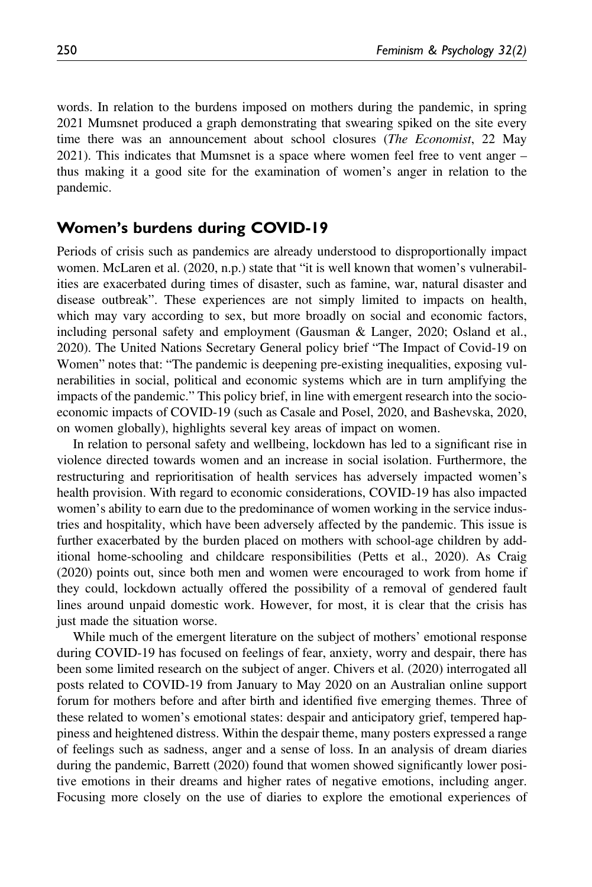words. In relation to the burdens imposed on mothers during the pandemic, in spring 2021 Mumsnet produced a graph demonstrating that swearing spiked on the site every time there was an announcement about school closures (*The Economist*, 22 May 2021). This indicates that Mumsnet is a space where women feel free to vent anger – thus making it a good site for the examination of women's anger in relation to the pandemic.

## Women's burdens during COVID-19

Periods of crisis such as pandemics are already understood to disproportionally impact women. McLaren et al. (2020, n.p.) state that "it is well known that women's vulnerabilities are exacerbated during times of disaster, such as famine, war, natural disaster and disease outbreak". These experiences are not simply limited to impacts on health, which may vary according to sex, but more broadly on social and economic factors, including personal safety and employment (Gausman & Langer, 2020; Osland et al., 2020). The United Nations Secretary General policy brief "The Impact of Covid-19 on Women" notes that: "The pandemic is deepening pre-existing inequalities, exposing vulnerabilities in social, political and economic systems which are in turn amplifying the impacts of the pandemic." This policy brief, in line with emergent research into the socio-economic impacts of COVID-19 (such as Casale and Posel, 2020, and Bashevska, 2020, on women globally), highlights several key areas of impact on women.

In relation to personal safety and wellbeing, lockdown has led to a significant rise in violence directed towards women and an increase in social isolation. Furthermore, the restructuring and reprioritisation of health services has adversely impacted women's health provision. With regard to economic considerations, COVID-19 has also impacted women's ability to earn due to the predominance of women working in the service industries and hospitality, which have been adversely affected by the pandemic. This issue is further exacerbated by the burden placed on mothers with school-age children by additional home-schooling and childcare responsibilities (Petts et al., 2020). As Craig (2020) points out, since both men and women were encouraged to work from home if they could, lockdown actually offered the possibility of a removal of gendered fault lines around unpaid domestic work. However, for most, it is clear that the crisis has just made the situation worse.

While much of the emergent literature on the subject of mothers' emotional response during COVID-19 has focused on feelings of fear, anxiety, worry and despair, there has been some limited research on the subject of anger. Chivers et al. (2020) interrogated all posts related to COVID-19 from January to May 2020 on an Australian online support forum for mothers before and after birth and identified five emerging themes. Three of these related to women's emotional states: despair and anticipatory grief, tempered happiness and heightened distress. Within the despair theme, many posters expressed a range of feelings such as sadness, anger and a sense of loss. In an analysis of dream diaries during the pandemic, Barrett (2020) found that women showed significantly lower positive emotions in their dreams and higher rates of negative emotions, including anger. Focusing more closely on the use of diaries to explore the emotional experiences of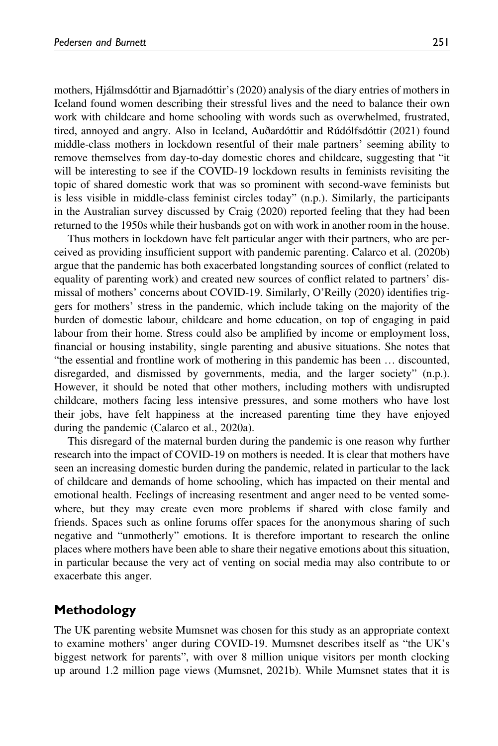mothers, Hjálmsdóttir and Bjarnadóttir's (2020) analysis of the diary entries of mothers in Iceland found women describing their stressful lives and the need to balance their own work with childcare and home schooling with words such as overwhelmed, frustrated, tired, annoyed and angry. Also in Iceland, Auðardóttir and Rúdólfsdóttir (2021) found middle-class mothers in lockdown resentful of their male partners' seeming ability to remove themselves from day-to-day domestic chores and childcare, suggesting that "it will be interesting to see if the COVID-19 lockdown results in feminists revisiting the topic of shared domestic work that was so prominent with second-wave feminists but is less visible in middle-class feminist circles today" (n.p.). Similarly, the participants in the Australian survey discussed by Craig (2020) reported feeling that they had been returned to the 1950s while their husbands got on with work in another room in the house.

Thus mothers in lockdown have felt particular anger with their partners, who are perceived as providing insufficient support with pandemic parenting. Calarco et al. (2020b) argue that the pandemic has both exacerbated longstanding sources of conflict (related to equality of parenting work) and created new sources of conflict related to partners' dismissal of mothers' concerns about COVID-19. Similarly, O'Reilly (2020) identifies triggers for mothers' stress in the pandemic, which include taking on the majority of the burden of domestic labour, childcare and home education, on top of engaging in paid labour from their home. Stress could also be amplified by income or employment loss, financial or housing instability, single parenting and abusive situations. She notes that "the essential and frontline work of mothering in this pandemic has been … discounted, disregarded, and dismissed by governments, media, and the larger society" (n.p.). However, it should be noted that other mothers, including mothers with undisrupted childcare, mothers facing less intensive pressures, and some mothers who have lost their jobs, have felt happiness at the increased parenting time they have enjoyed during the pandemic (Calarco et al., 2020a).

This disregard of the maternal burden during the pandemic is one reason why further research into the impact of COVID-19 on mothers is needed. It is clear that mothers have seen an increasing domestic burden during the pandemic, related in particular to the lack of childcare and demands of home schooling, which has impacted on their mental and emotional health. Feelings of increasing resentment and anger need to be vented somewhere, but they may create even more problems if shared with close family and friends. Spaces such as online forums offer spaces for the anonymous sharing of such negative and "unmotherly" emotions. It is therefore important to research the online places where mothers have been able to share their negative emotions about this situation, in particular because the very act of venting on social media may also contribute to or exacerbate this anger.

## Methodology

The UK parenting website Mumsnet was chosen for this study as an appropriate context to examine mothers' anger during COVID-19. Mumsnet describes itself as "the UK's biggest network for parents", with over 8 million unique visitors per month clocking up around 1.2 million page views (Mumsnet, 2021b). While Mumsnet states that it is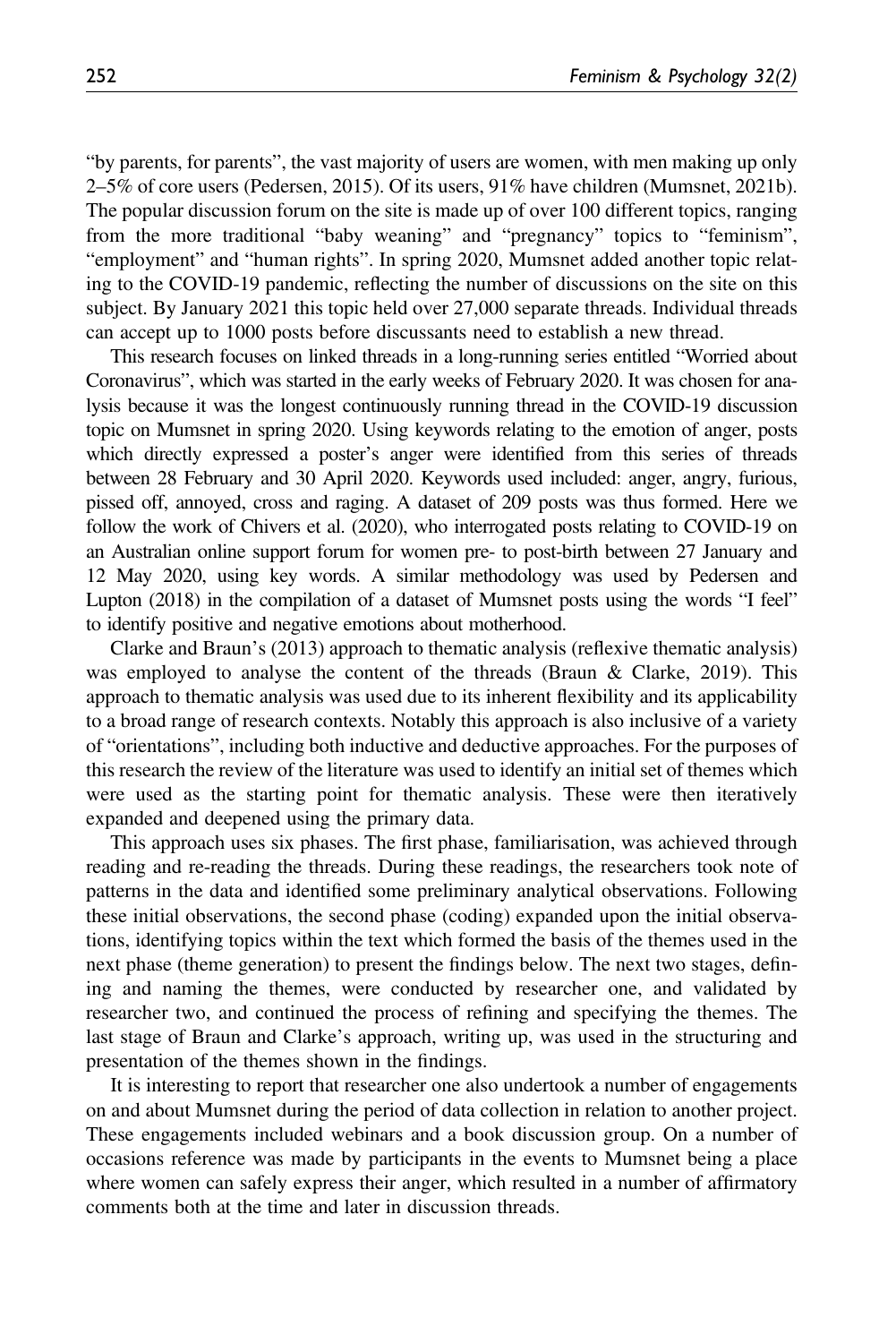"by parents, for parents", the vast majority of users are women, with men making up only 2–5% of core users (Pedersen, 2015). Of its users, 91% have children (Mumsnet, 2021b). The popular discussion forum on the site is made up of over 100 different topics, ranging from the more traditional "baby weaning" and "pregnancy" topics to "feminism", "employment" and "human rights". In spring 2020, Mumsnet added another topic relating to the COVID-19 pandemic, reflecting the number of discussions on the site on this subject. By January 2021 this topic held over 27,000 separate threads. Individual threads can accept up to 1000 posts before discussants need to establish a new thread.

This research focuses on linked threads in a long-running series entitled "Worried about Coronavirus", which was started in the early weeks of February 2020. It was chosen for analysis because it was the longest continuously running thread in the COVID-19 discussion topic on Mumsnet in spring 2020. Using keywords relating to the emotion of anger, posts which directly expressed a poster's anger were identified from this series of threads between 28 February and 30 April 2020. Keywords used included: anger, angry, furious, pissed off, annoyed, cross and raging. A dataset of 209 posts was thus formed. Here we follow the work of Chivers et al. (2020), who interrogated posts relating to COVID-19 on an Australian online support forum for women pre- to post-birth between 27 January and 12 May 2020, using key words. A similar methodology was used by Pedersen and Lupton (2018) in the compilation of a dataset of Mumsnet posts using the words "I feel" to identify positive and negative emotions about motherhood.

Clarke and Braun's (2013) approach to thematic analysis (reflexive thematic analysis) was employed to analyse the content of the threads (Braun & Clarke, 2019). This approach to thematic analysis was used due to its inherent flexibility and its applicability to a broad range of research contexts. Notably this approach is also inclusive of a variety of "orientations", including both inductive and deductive approaches. For the purposes of this research the review of the literature was used to identify an initial set of themes which were used as the starting point for thematic analysis. These were then iteratively expanded and deepened using the primary data.

This approach uses six phases. The first phase, familiarisation, was achieved through reading and re-reading the threads. During these readings, the researchers took note of patterns in the data and identified some preliminary analytical observations. Following these initial observations, the second phase (coding) expanded upon the initial observations, identifying topics within the text which formed the basis of the themes used in the next phase (theme generation) to present the findings below. The next two stages, defining and naming the themes, were conducted by researcher one, and validated by researcher two, and continued the process of refining and specifying the themes. The last stage of Braun and Clarke's approach, writing up, was used in the structuring and presentation of the themes shown in the findings.

It is interesting to report that researcher one also undertook a number of engagements on and about Mumsnet during the period of data collection in relation to another project. These engagements included webinars and a book discussion group. On a number of occasions reference was made by participants in the events to Mumsnet being a place where women can safely express their anger, which resulted in a number of affirmatory comments both at the time and later in discussion threads.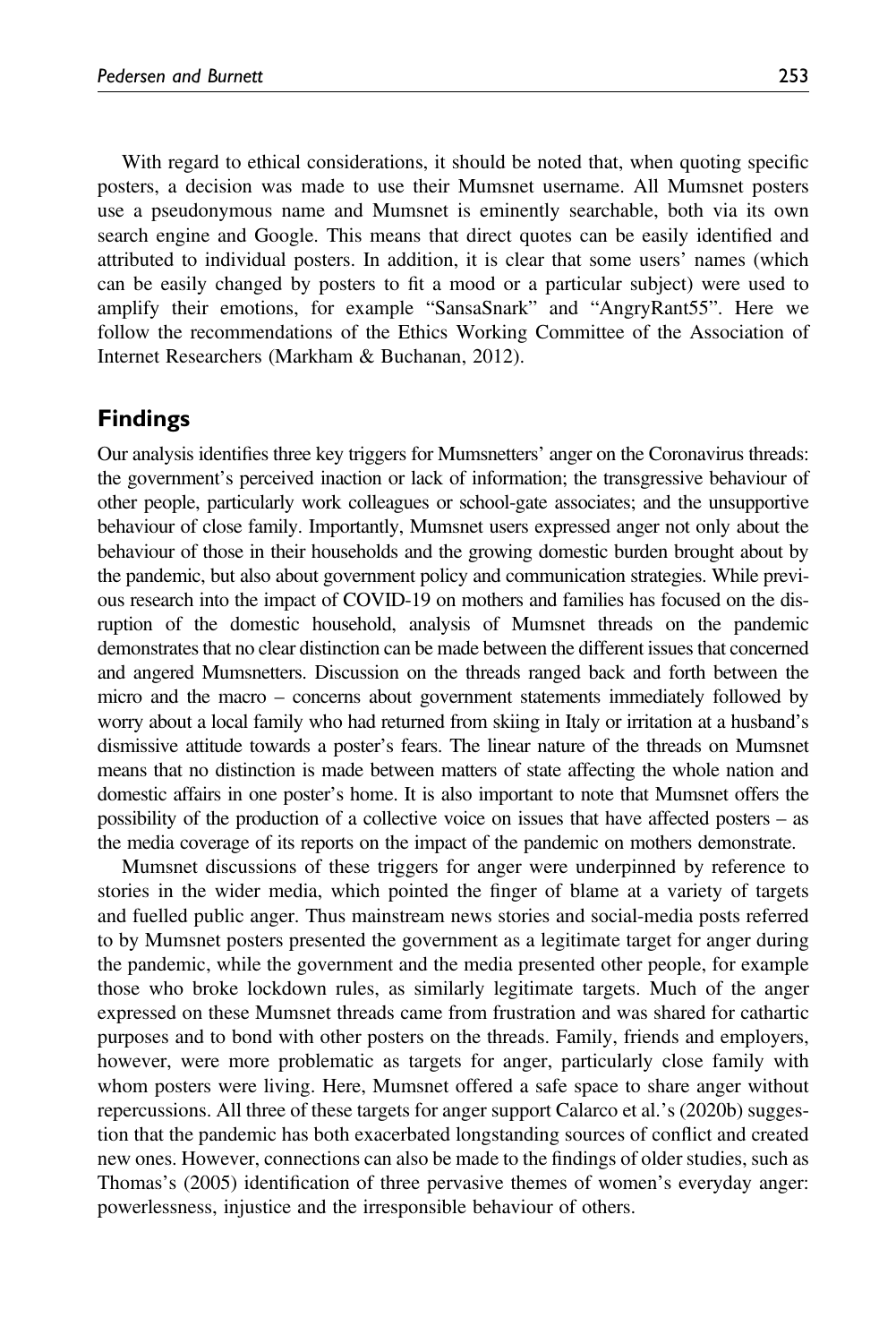With regard to ethical considerations, it should be noted that, when quoting specific posters, a decision was made to use their Mumsnet username. All Mumsnet posters use a pseudonymous name and Mumsnet is eminently searchable, both via its own search engine and Google. This means that direct quotes can be easily identified and attributed to individual posters. In addition, it is clear that some users' names (which can be easily changed by posters to fit a mood or a particular subject) were used to amplify their emotions, for example "SansaSnark" and "AngryRant55". Here we follow the recommendations of the Ethics Working Committee of the Association of Internet Researchers (Markham & Buchanan, 2012).

## Findings

Our analysis identifies three key triggers for Mumsnetters' anger on the Coronavirus threads: the government's perceived inaction or lack of information; the transgressive behaviour of other people, particularly work colleagues or school-gate associates; and the unsupportive behaviour of close family. Importantly, Mumsnet users expressed anger not only about the behaviour of those in their households and the growing domestic burden brought about by the pandemic, but also about government policy and communication strategies. While previous research into the impact of COVID-19 on mothers and families has focused on the disruption of the domestic household, analysis of Mumsnet threads on the pandemic demonstrates that no clear distinction can be made between the different issues that concerned and angered Mumsnetters. Discussion on the threads ranged back and forth between the micro and the macro – concerns about government statements immediately followed by worry about a local family who had returned from skiing in Italy or irritation at a husband's dismissive attitude towards a poster's fears. The linear nature of the threads on Mumsnet means that no distinction is made between matters of state affecting the whole nation and domestic affairs in one poster's home. It is also important to note that Mumsnet offers the possibility of the production of a collective voice on issues that have affected posters – as the media coverage of its reports on the impact of the pandemic on mothers demonstrate.

Mumsnet discussions of these triggers for anger were underpinned by reference to stories in the wider media, which pointed the finger of blame at a variety of targets and fuelled public anger. Thus mainstream news stories and social-media posts referred to by Mumsnet posters presented the government as a legitimate target for anger during the pandemic, while the government and the media presented other people, for example those who broke lockdown rules, as similarly legitimate targets. Much of the anger expressed on these Mumsnet threads came from frustration and was shared for cathartic purposes and to bond with other posters on the threads. Family, friends and employers, however, were more problematic as targets for anger, particularly close family with whom posters were living. Here, Mumsnet offered a safe space to share anger without repercussions. All three of these targets for anger support Calarco et al.'s (2020b) suggestion that the pandemic has both exacerbated longstanding sources of conflict and created new ones. However, connections can also be made to the findings of older studies, such as Thomas's (2005) identification of three pervasive themes of women's everyday anger: powerlessness, injustice and the irresponsible behaviour of others.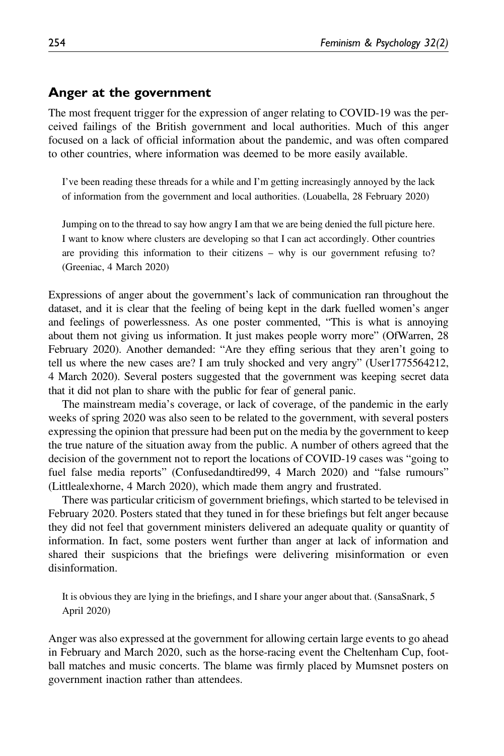## Anger at the government

The most frequent trigger for the expression of anger relating to COVID-19 was the perceived failings of the British government and local authorities. Much of this anger focused on a lack of official information about the pandemic, and was often compared to other countries, where information was deemed to be more easily available.

> I've been reading these threads for a while and I'm getting increasingly annoyed by the lack of information from the government and local authorities. (Louabella, 28 February 2020)

> Jumping on to the thread to say how angry I am that we are being denied the full picture here. I want to know where clusters are developing so that I can act accordingly. Other countries are providing this information to their citizens – why is our government refusing to? (Greeniac, 4 March 2020)

Expressions of anger about the government's lack of communication ran throughout the dataset, and it is clear that the feeling of being kept in the dark fuelled women's anger and feelings of powerlessness. As one poster commented, "This is what is annoying about them not giving us information. It just makes people worry more" (OfWarren, 28 February 2020). Another demanded: "Are they effing serious that they aren't going to tell us where the new cases are? I am truly shocked and very angry" (User1775564212, 4 March 2020). Several posters suggested that the government was keeping secret data that it did not plan to share with the public for fear of general panic.

The mainstream media's coverage, or lack of coverage, of the pandemic in the early weeks of spring 2020 was also seen to be related to the government, with several posters expressing the opinion that pressure had been put on the media by the government to keep the true nature of the situation away from the public. A number of others agreed that the decision of the government not to report the locations of COVID-19 cases was "going to fuel false media reports" (Confusedandtired99, 4 March 2020) and "false rumours" (Littlealexhorne, 4 March 2020), which made them angry and frustrated.

There was particular criticism of government briefings, which started to be televised in February 2020. Posters stated that they tuned in for these briefings but felt anger because they did not feel that government ministers delivered an adequate quality or quantity of information. In fact, some posters went further than anger at lack of information and shared their suspicions that the briefings were delivering misinformation or even disinformation.

> It is obvious they are lying in the briefings, and I share your anger about that. (SansaSnark, 5 April 2020)

Anger was also expressed at the government for allowing certain large events to go ahead in February and March 2020, such as the horse-racing event the Cheltenham Cup, football matches and music concerts. The blame was firmly placed by Mumsnet posters on government inaction rather than attendees.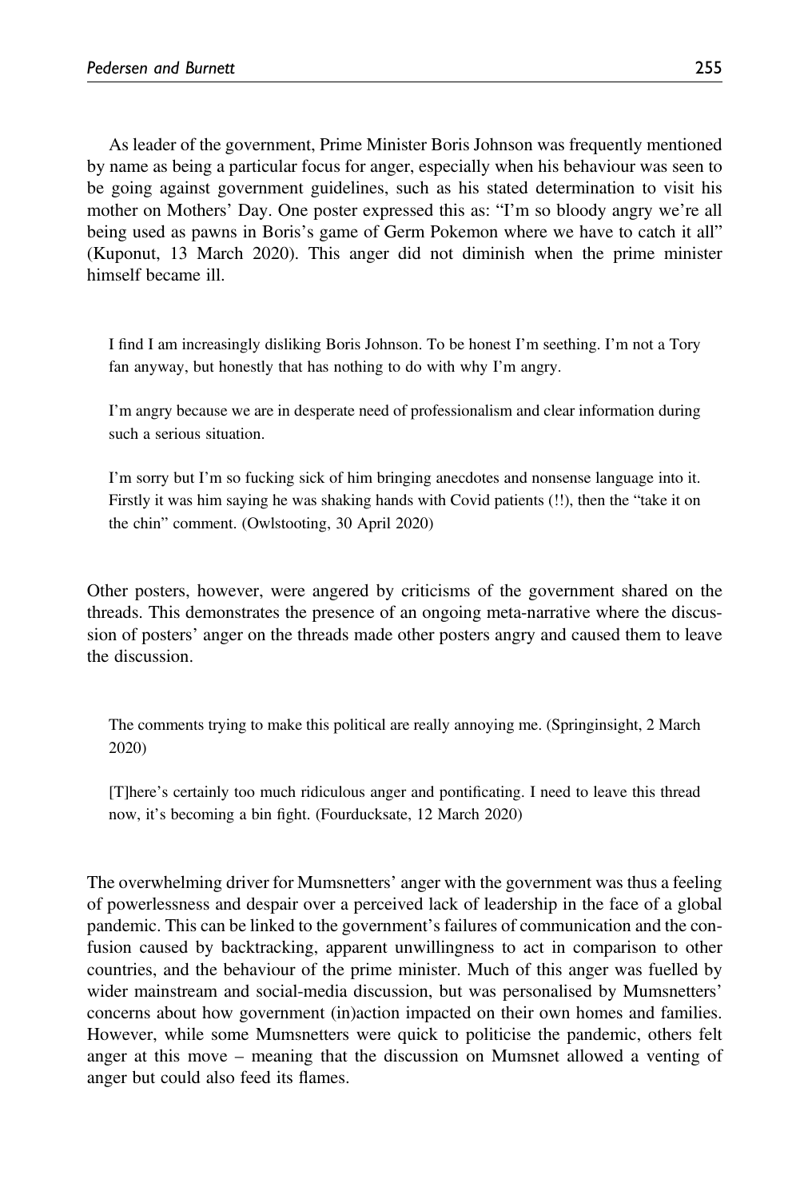As leader of the government, Prime Minister Boris Johnson was frequently mentioned by name as being a particular focus for anger, especially when his behaviour was seen to be going against government guidelines, such as his stated determination to visit his mother on Mothers' Day. One poster expressed this as: "I'm so bloody angry we're all being used as pawns in Boris's game of Germ Pokemon where we have to catch it all" (Kuponut, 13 March 2020). This anger did not diminish when the prime minister himself became ill.

> I find I am increasingly disliking Boris Johnson. To be honest I'm seething. I'm not a Tory fan anyway, but honestly that has nothing to do with why I'm angry.
>
> I'm angry because we are in desperate need of professionalism and clear information during such a serious situation.
>
> I'm sorry but I'm so fucking sick of him bringing anecdotes and nonsense language into it. Firstly it was him saying he was shaking hands with Covid patients (!!), then the "take it on the chin" comment. (Owlstooting, 30 April 2020)

Other posters, however, were angered by criticisms of the government shared on the threads. This demonstrates the presence of an ongoing meta-narrative where the discussion of posters' anger on the threads made other posters angry and caused them to leave the discussion.

> The comments trying to make this political are really annoying me. (Springinsight, 2 March 2020)
>
> [T]here's certainly too much ridiculous anger and pontificating. I need to leave this thread now, it's becoming a bin fight. (Fourducksate, 12 March 2020)

The overwhelming driver for Mumsnetters' anger with the government was thus a feeling of powerlessness and despair over a perceived lack of leadership in the face of a global pandemic. This can be linked to the government's failures of communication and the confusion caused by backtracking, apparent unwillingness to act in comparison to other countries, and the behaviour of the prime minister. Much of this anger was fuelled by wider mainstream and social-media discussion, but was personalised by Mumsnetters' concerns about how government (in)action impacted on their own homes and families. However, while some Mumsnetters were quick to politicise the pandemic, others felt anger at this move – meaning that the discussion on Mumsnet allowed a venting of anger but could also feed its flames.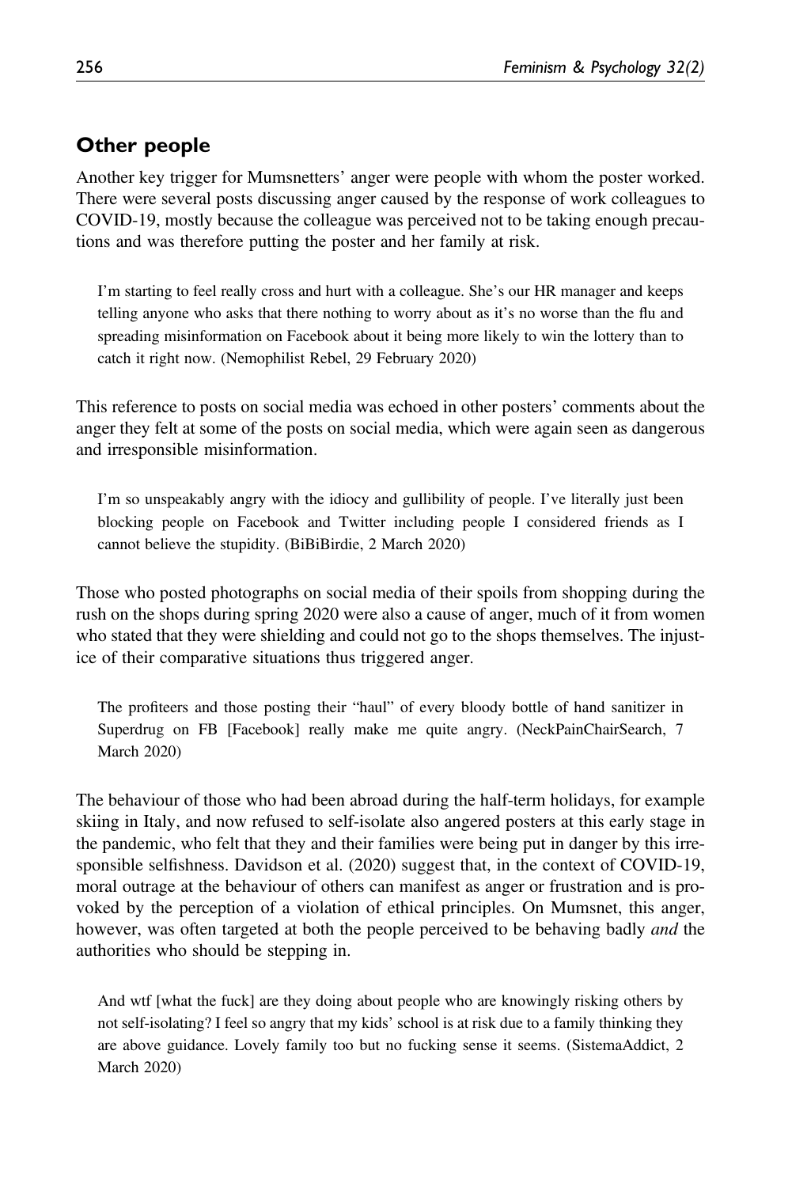## Other people

Another key trigger for Mumsnetters' anger were people with whom the poster worked. There were several posts discussing anger caused by the response of work colleagues to COVID-19, mostly because the colleague was perceived not to be taking enough precautions and was therefore putting the poster and her family at risk.

> I'm starting to feel really cross and hurt with a colleague. She's our HR manager and keeps telling anyone who asks that there nothing to worry about as it's no worse than the flu and spreading misinformation on Facebook about it being more likely to win the lottery than to catch it right now. (Nemophilist Rebel, 29 February 2020)

This reference to posts on social media was echoed in other posters' comments about the anger they felt at some of the posts on social media, which were again seen as dangerous and irresponsible misinformation.

> I'm so unspeakably angry with the idiocy and gullibility of people. I've literally just been blocking people on Facebook and Twitter including people I considered friends as I cannot believe the stupidity. (BiBiBirdie, 2 March 2020)

Those who posted photographs on social media of their spoils from shopping during the rush on the shops during spring 2020 were also a cause of anger, much of it from women who stated that they were shielding and could not go to the shops themselves. The injustice of their comparative situations thus triggered anger.

> The profiteers and those posting their "haul" of every bloody bottle of hand sanitizer in Superdrug on FB [Facebook] really make me quite angry. (NeckPainChairSearch, 7 March 2020)

The behaviour of those who had been abroad during the half-term holidays, for example skiing in Italy, and now refused to self-isolate also angered posters at this early stage in the pandemic, who felt that they and their families were being put in danger by this irresponsible selfishness. Davidson et al. (2020) suggest that, in the context of COVID-19, moral outrage at the behaviour of others can manifest as anger or frustration and is provoked by the perception of a violation of ethical principles. On Mumsnet, this anger, however, was often targeted at both the people perceived to be behaving badly *and* the authorities who should be stepping in.

> And wtf [what the fuck] are they doing about people who are knowingly risking others by not self-isolating? I feel so angry that my kids' school is at risk due to a family thinking they are above guidance. Lovely family too but no fucking sense it seems. (SistemaAddict, 2 March 2020)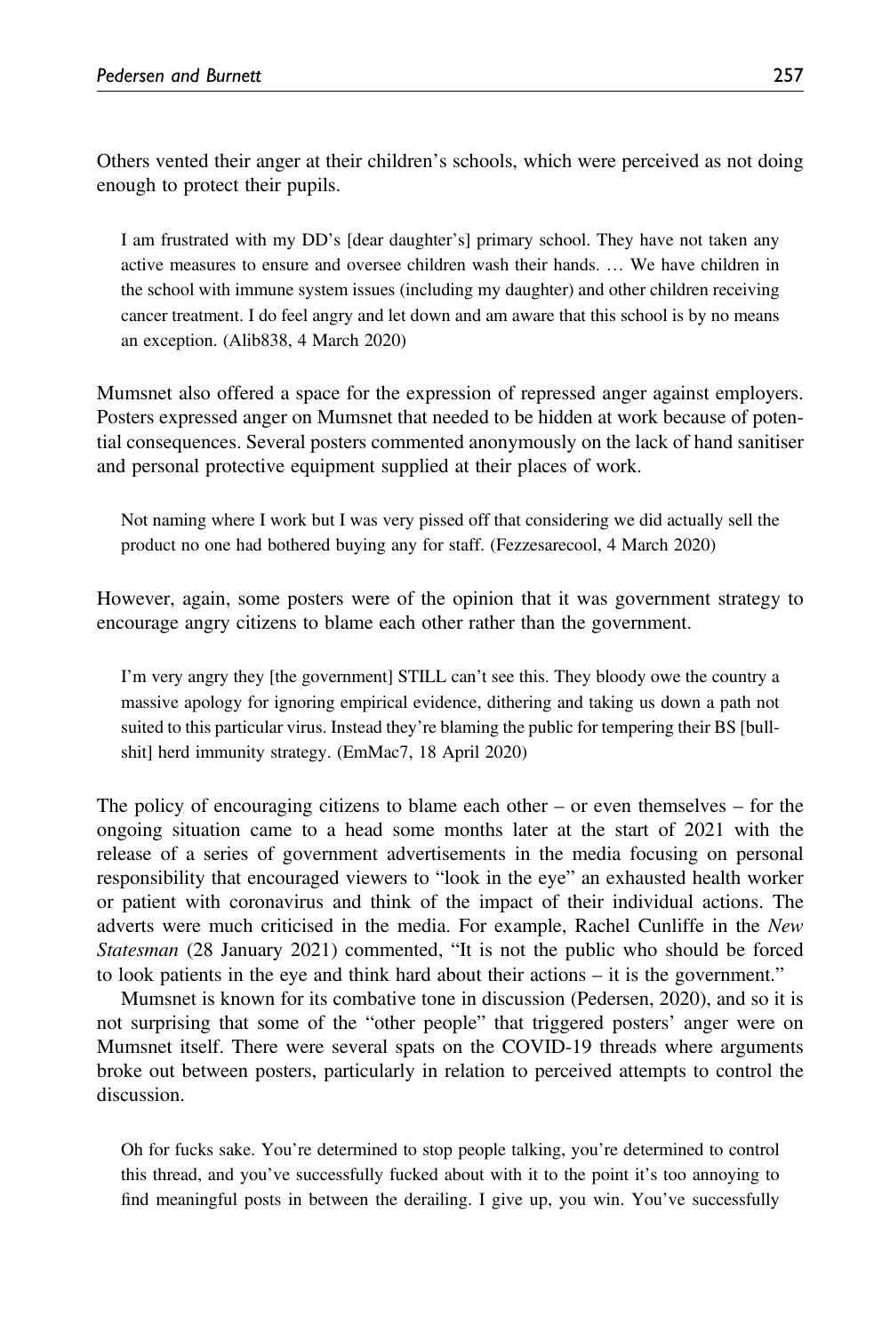Others vented their anger at their children's schools, which were perceived as not doing enough to protect their pupils.

> I am frustrated with my DD's [dear daughter's] primary school. They have not taken any active measures to ensure and oversee children wash their hands. … We have children in the school with immune system issues (including my daughter) and other children receiving cancer treatment. I do feel angry and let down and am aware that this school is by no means an exception. (Alib838, 4 March 2020)

Mumsnet also offered a space for the expression of repressed anger against employers. Posters expressed anger on Mumsnet that needed to be hidden at work because of potential consequences. Several posters commented anonymously on the lack of hand sanitiser and personal protective equipment supplied at their places of work.

> Not naming where I work but I was very pissed off that considering we did actually sell the product no one had bothered buying any for staff. (Fezzesarecool, 4 March 2020)

However, again, some posters were of the opinion that it was government strategy to encourage angry citizens to blame each other rather than the government.

> I'm very angry they [the government] STILL can't see this. They bloody owe the country a massive apology for ignoring empirical evidence, dithering and taking us down a path not suited to this particular virus. Instead they're blaming the public for tempering their BS [bullshit] herd immunity strategy. (EmMac7, 18 April 2020)

The policy of encouraging citizens to blame each other – or even themselves – for the ongoing situation came to a head some months later at the start of 2021 with the release of a series of government advertisements in the media focusing on personal responsibility that encouraged viewers to "look in the eye" an exhausted health worker or patient with coronavirus and think of the impact of their individual actions. The adverts were much criticised in the media. For example, Rachel Cunliffe in the *New Statesman* (28 January 2021) commented, "It is not the public who should be forced to look patients in the eye and think hard about their actions – it is the government."

Mumsnet is known for its combative tone in discussion (Pedersen, 2020), and so it is not surprising that some of the "other people" that triggered posters' anger were on Mumsnet itself. There were several spats on the COVID-19 threads where arguments broke out between posters, particularly in relation to perceived attempts to control the discussion.

> Oh for fucks sake. You're determined to stop people talking, you're determined to control this thread, and you've successfully fucked about with it to the point it's too annoying to find meaningful posts in between the derailing. I give up, you win. You've successfully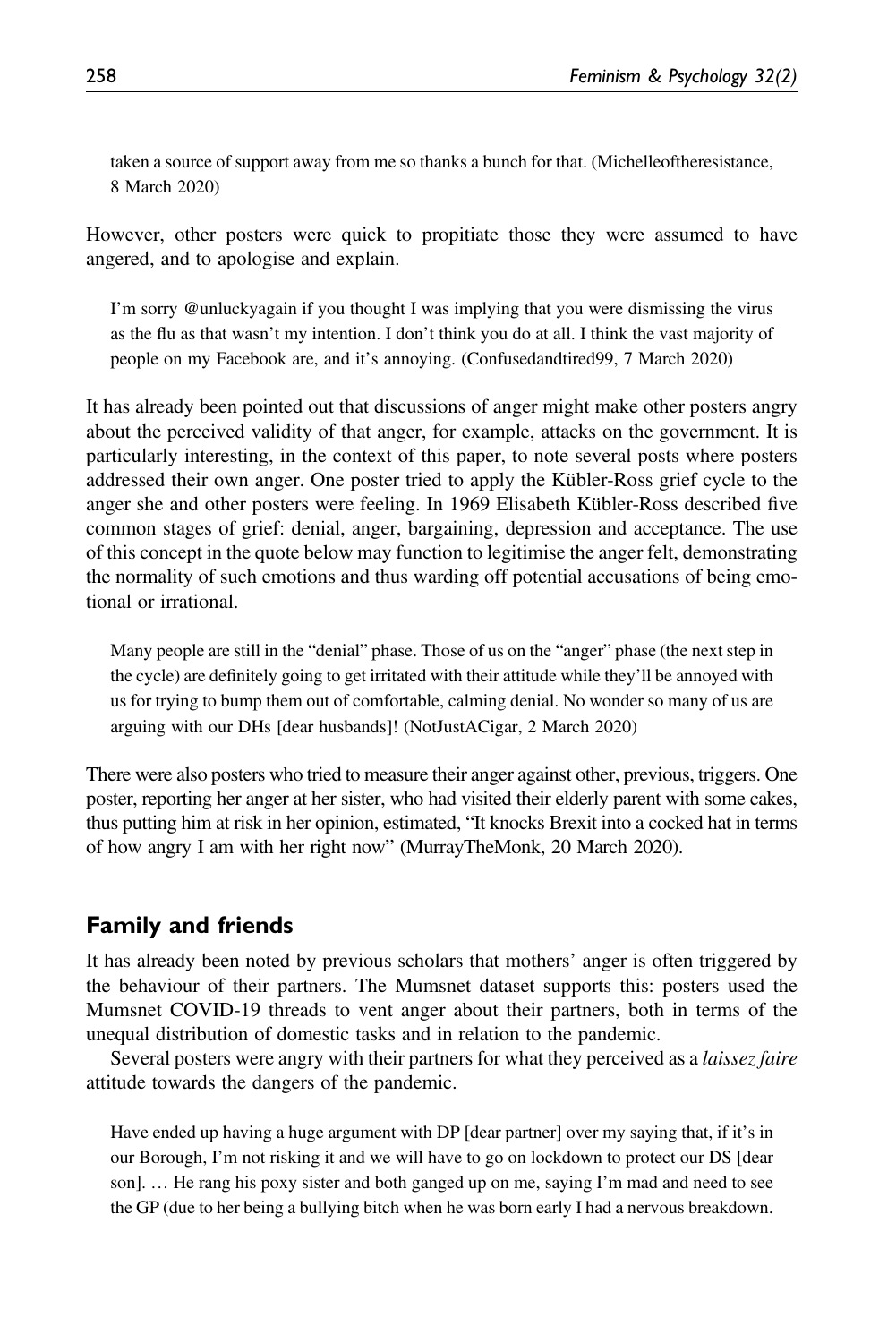taken a source of support away from me so thanks a bunch for that. (Michelleoftheresistance, 8 March 2020)

However, other posters were quick to propitiate those they were assumed to have angered, and to apologise and explain.

> I'm sorry @unluckyagain if you thought I was implying that you were dismissing the virus as the flu as that wasn't my intention. I don't think you do at all. I think the vast majority of people on my Facebook are, and it's annoying. (Confusedandtired99, 7 March 2020)

It has already been pointed out that discussions of anger might make other posters angry about the perceived validity of that anger, for example, attacks on the government. It is particularly interesting, in the context of this paper, to note several posts where posters addressed their own anger. One poster tried to apply the Kübler-Ross grief cycle to the anger she and other posters were feeling. In 1969 Elisabeth Kübler-Ross described five common stages of grief: denial, anger, bargaining, depression and acceptance. The use of this concept in the quote below may function to legitimise the anger felt, demonstrating the normality of such emotions and thus warding off potential accusations of being emotional or irrational.

> Many people are still in the "denial" phase. Those of us on the "anger" phase (the next step in the cycle) are definitely going to get irritated with their attitude while they'll be annoyed with us for trying to bump them out of comfortable, calming denial. No wonder so many of us are arguing with our DHs [dear husbands]! (NotJustACigar, 2 March 2020)

There were also posters who tried to measure their anger against other, previous, triggers. One poster, reporting her anger at her sister, who had visited their elderly parent with some cakes, thus putting him at risk in her opinion, estimated, "It knocks Brexit into a cocked hat in terms of how angry I am with her right now" (MurrayTheMonk, 20 March 2020).

## Family and friends

It has already been noted by previous scholars that mothers' anger is often triggered by the behaviour of their partners. The Mumsnet dataset supports this: posters used the Mumsnet COVID-19 threads to vent anger about their partners, both in terms of the unequal distribution of domestic tasks and in relation to the pandemic.

Several posters were angry with their partners for what they perceived as a *laissez faire* attitude towards the dangers of the pandemic.

> Have ended up having a huge argument with DP [dear partner] over my saying that, if it's in our Borough, I'm not risking it and we will have to go on lockdown to protect our DS [dear son]. … He rang his poxy sister and both ganged up on me, saying I'm mad and need to see the GP (due to her being a bullying bitch when he was born early I had a nervous breakdown.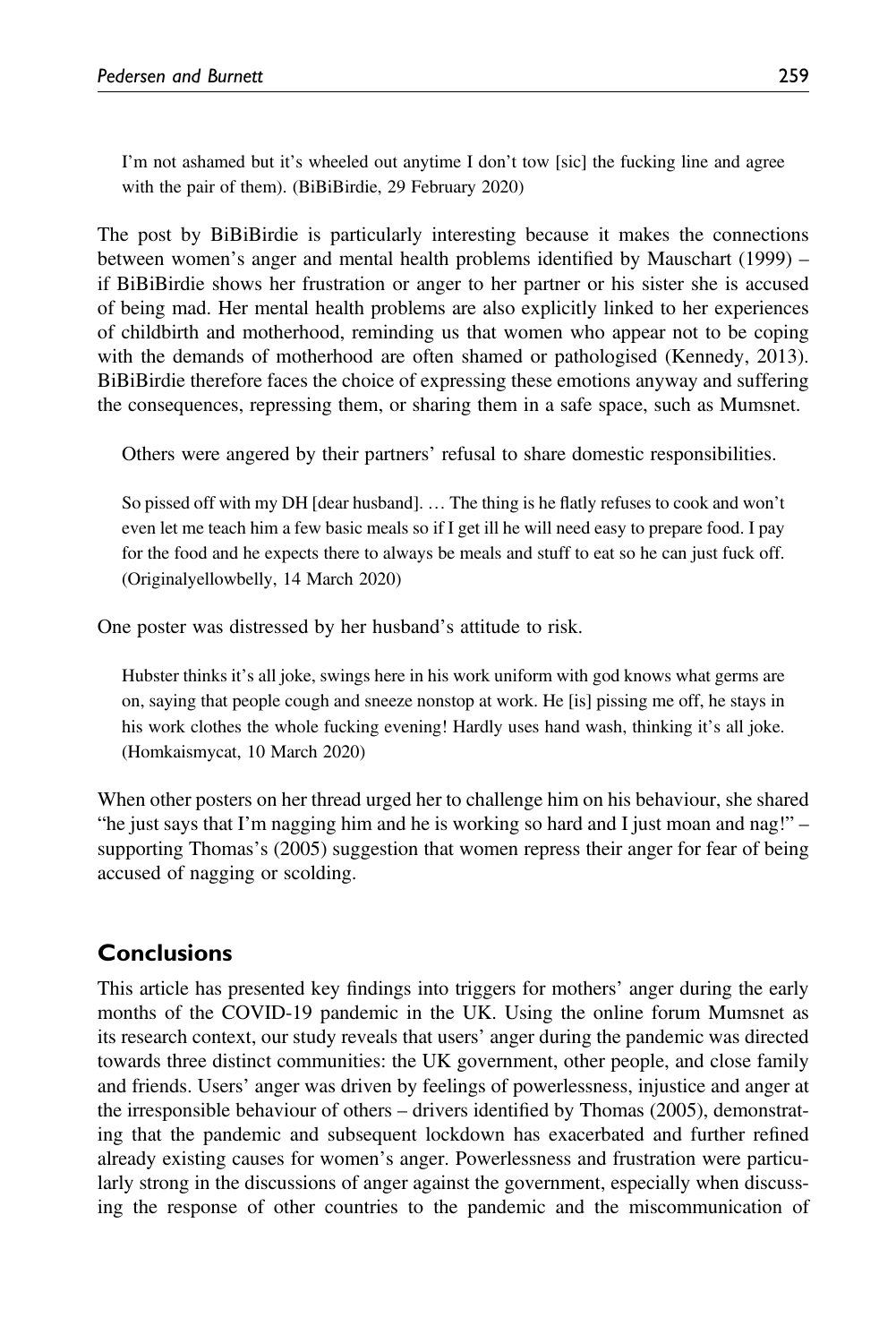> I'm not ashamed but it's wheeled out anytime I don't tow [sic] the fucking line and agree with the pair of them). (BiBiBirdie, 29 February 2020)

The post by BiBiBirdie is particularly interesting because it makes the connections between women's anger and mental health problems identified by Mauschart (1999) – if BiBiBirdie shows her frustration or anger to her partner or his sister she is accused of being mad. Her mental health problems are also explicitly linked to her experiences of childbirth and motherhood, reminding us that women who appear not to be coping with the demands of motherhood are often shamed or pathologised (Kennedy, 2013). BiBiBirdie therefore faces the choice of expressing these emotions anyway and suffering the consequences, repressing them, or sharing them in a safe space, such as Mumsnet.

Others were angered by their partners' refusal to share domestic responsibilities.

> So pissed off with my DH [dear husband]. … The thing is he flatly refuses to cook and won't even let me teach him a few basic meals so if I get ill he will need easy to prepare food. I pay for the food and he expects there to always be meals and stuff to eat so he can just fuck off. (Originalyellowbelly, 14 March 2020)

One poster was distressed by her husband's attitude to risk.

> Hubster thinks it's all joke, swings here in his work uniform with god knows what germs are on, saying that people cough and sneeze nonstop at work. He [is] pissing me off, he stays in his work clothes the whole fucking evening! Hardly uses hand wash, thinking it's all joke. (Homkaismycat, 10 March 2020)

When other posters on her thread urged her to challenge him on his behaviour, she shared "he just says that I'm nagging him and he is working so hard and I just moan and nag!" – supporting Thomas's (2005) suggestion that women repress their anger for fear of being accused of nagging or scolding.

## Conclusions

This article has presented key findings into triggers for mothers' anger during the early months of the COVID-19 pandemic in the UK. Using the online forum Mumsnet as its research context, our study reveals that users' anger during the pandemic was directed towards three distinct communities: the UK government, other people, and close family and friends. Users' anger was driven by feelings of powerlessness, injustice and anger at the irresponsible behaviour of others – drivers identified by Thomas (2005), demonstrating that the pandemic and subsequent lockdown has exacerbated and further refined already existing causes for women's anger. Powerlessness and frustration were particularly strong in the discussions of anger against the government, especially when discussing the response of other countries to the pandemic and the miscommunication of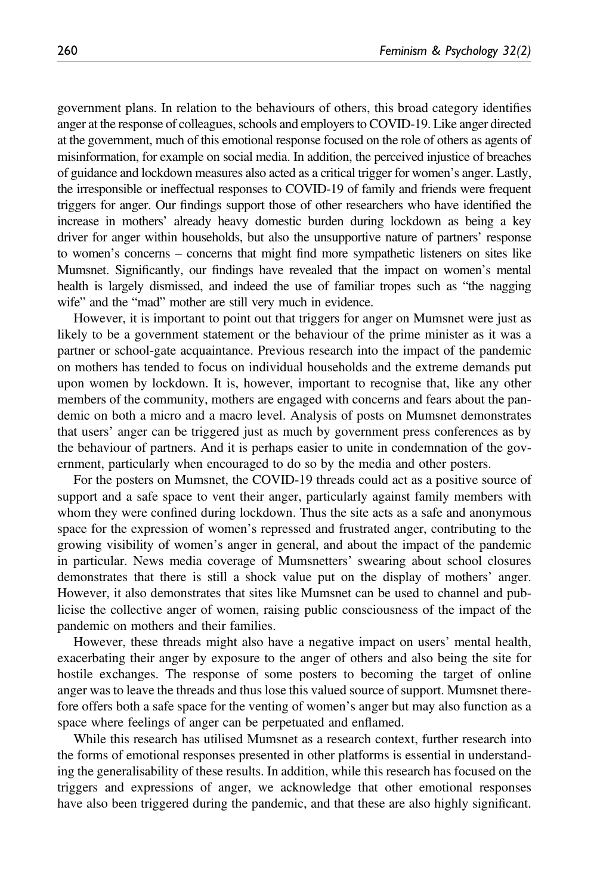government plans. In relation to the behaviours of others, this broad category identifies anger at the response of colleagues, schools and employers to COVID-19. Like anger directed at the government, much of this emotional response focused on the role of others as agents of misinformation, for example on social media. In addition, the perceived injustice of breaches of guidance and lockdown measures also acted as a critical trigger for women's anger. Lastly, the irresponsible or ineffectual responses to COVID-19 of family and friends were frequent triggers for anger. Our findings support those of other researchers who have identified the increase in mothers' already heavy domestic burden during lockdown as being a key driver for anger within households, but also the unsupportive nature of partners' response to women's concerns – concerns that might find more sympathetic listeners on sites like Mumsnet. Significantly, our findings have revealed that the impact on women's mental health is largely dismissed, and indeed the use of familiar tropes such as "the nagging wife" and the "mad" mother are still very much in evidence.

However, it is important to point out that triggers for anger on Mumsnet were just as likely to be a government statement or the behaviour of the prime minister as it was a partner or school-gate acquaintance. Previous research into the impact of the pandemic on mothers has tended to focus on individual households and the extreme demands put upon women by lockdown. It is, however, important to recognise that, like any other members of the community, mothers are engaged with concerns and fears about the pandemic on both a micro and a macro level. Analysis of posts on Mumsnet demonstrates that users' anger can be triggered just as much by government press conferences as by the behaviour of partners. And it is perhaps easier to unite in condemnation of the government, particularly when encouraged to do so by the media and other posters.

For the posters on Mumsnet, the COVID-19 threads could act as a positive source of support and a safe space to vent their anger, particularly against family members with whom they were confined during lockdown. Thus the site acts as a safe and anonymous space for the expression of women's repressed and frustrated anger, contributing to the growing visibility of women's anger in general, and about the impact of the pandemic in particular. News media coverage of Mumsnetters' swearing about school closures demonstrates that there is still a shock value put on the display of mothers' anger. However, it also demonstrates that sites like Mumsnet can be used to channel and publicise the collective anger of women, raising public consciousness of the impact of the pandemic on mothers and their families.

However, these threads might also have a negative impact on users' mental health, exacerbating their anger by exposure to the anger of others and also being the site for hostile exchanges. The response of some posters to becoming the target of online anger was to leave the threads and thus lose this valued source of support. Mumsnet therefore offers both a safe space for the venting of women's anger but may also function as a space where feelings of anger can be perpetuated and enflamed.

While this research has utilised Mumsnet as a research context, further research into the forms of emotional responses presented in other platforms is essential in understanding the generalisability of these results. In addition, while this research has focused on the triggers and expressions of anger, we acknowledge that other emotional responses have also been triggered during the pandemic, and that these are also highly significant.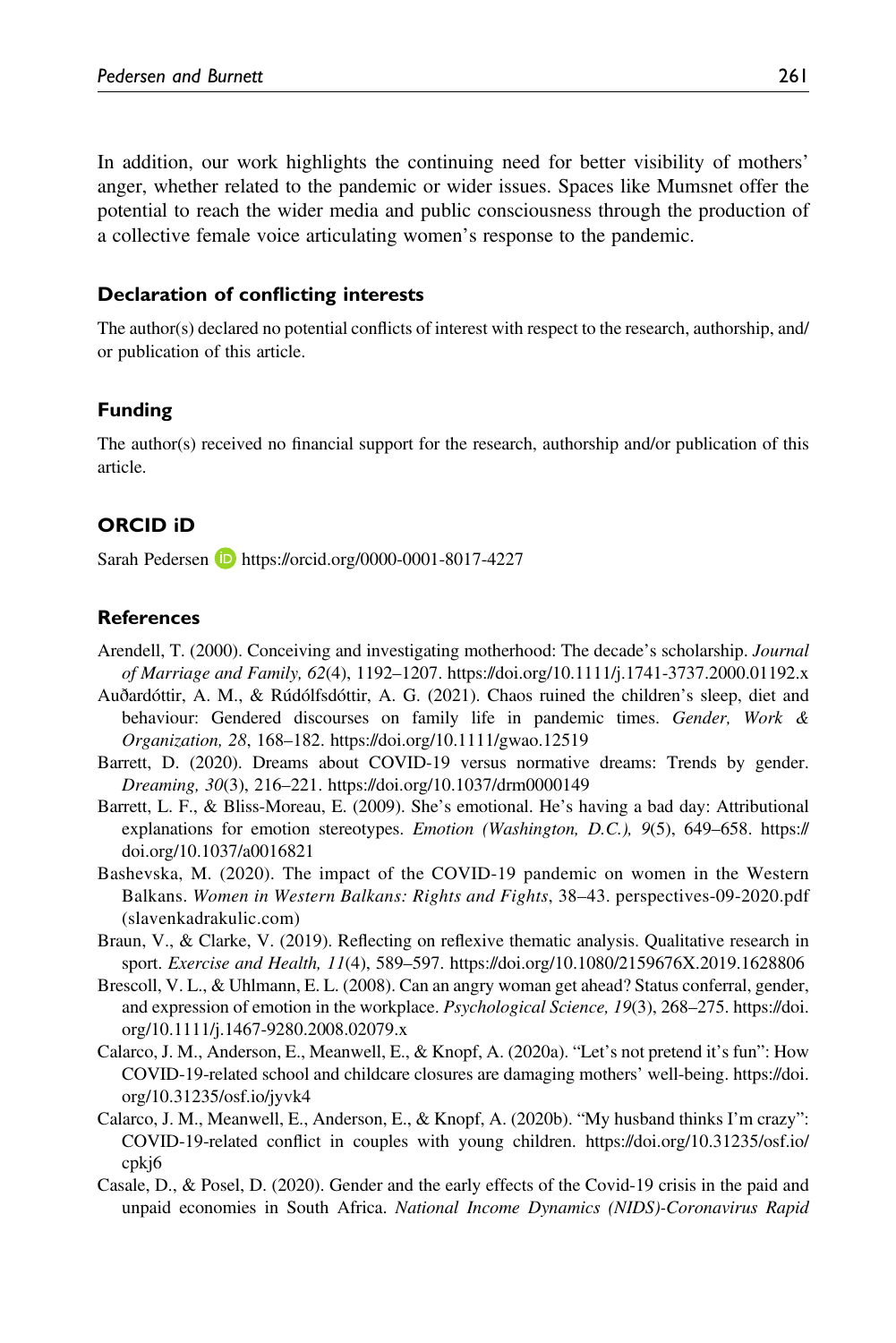In addition, our work highlights the continuing need for better visibility of mothers' anger, whether related to the pandemic or wider issues. Spaces like Mumsnet offer the potential to reach the wider media and public consciousness through the production of a collective female voice articulating women's response to the pandemic.

### Declaration of conflicting interests

The author(s) declared no potential conflicts of interest with respect to the research, authorship, and/or publication of this article.

### Funding

The author(s) received no financial support for the research, authorship and/or publication of this article.

### ORCID iD

Sarah Pedersen https://orcid.org/0000-0001-8017-4227

### References

Arendell, T. (2000). Conceiving and investigating motherhood: The decade's scholarship. *Journal of Marriage and Family, 62*(4), 1192–1207. https://doi.org/10.1111/j.1741-3737.2000.01192.x

Auðardóttir, A. M., & Rúdólfsdóttir, A. G. (2021). Chaos ruined the children's sleep, diet and behaviour: Gendered discourses on family life in pandemic times. *Gender, Work & Organization, 28*, 168–182. https://doi.org/10.1111/gwao.12519

Barrett, D. (2020). Dreams about COVID-19 versus normative dreams: Trends by gender. *Dreaming, 30*(3), 216–221. https://doi.org/10.1037/drm0000149

Barrett, L. F., & Bliss-Moreau, E. (2009). She's emotional. He's having a bad day: Attributional explanations for emotion stereotypes. *Emotion (Washington, D.C.), 9*(5), 649–658. https://doi.org/10.1037/a0016821

Bashevska, M. (2020). The impact of the COVID-19 pandemic on women in the Western Balkans. *Women in Western Balkans: Rights and Fights*, 38–43. perspectives-09-2020.pdf (slavenkadrakulic.com)

Braun, V., & Clarke, V. (2019). Reflecting on reflexive thematic analysis. Qualitative research in sport. *Exercise and Health, 11*(4), 589–597. https://doi.org/10.1080/2159676X.2019.1628806

Brescoll, V. L., & Uhlmann, E. L. (2008). Can an angry woman get ahead? Status conferral, gender, and expression of emotion in the workplace. *Psychological Science, 19*(3), 268–275. https://doi.org/10.1111/j.1467-9280.2008.02079.x

Calarco, J. M., Anderson, E., Meanwell, E., & Knopf, A. (2020a). "Let's not pretend it's fun": How COVID-19-related school and childcare closures are damaging mothers' well-being. https://doi.org/10.31235/osf.io/jyvk4

Calarco, J. M., Meanwell, E., Anderson, E., & Knopf, A. (2020b). "My husband thinks I'm crazy": COVID-19-related conflict in couples with young children. https://doi.org/10.31235/osf.io/cpkj6

Casale, D., & Posel, D. (2020). Gender and the early effects of the Covid-19 crisis in the paid and unpaid economies in South Africa. *National Income Dynamics (NIDS)-Coronavirus Rapid*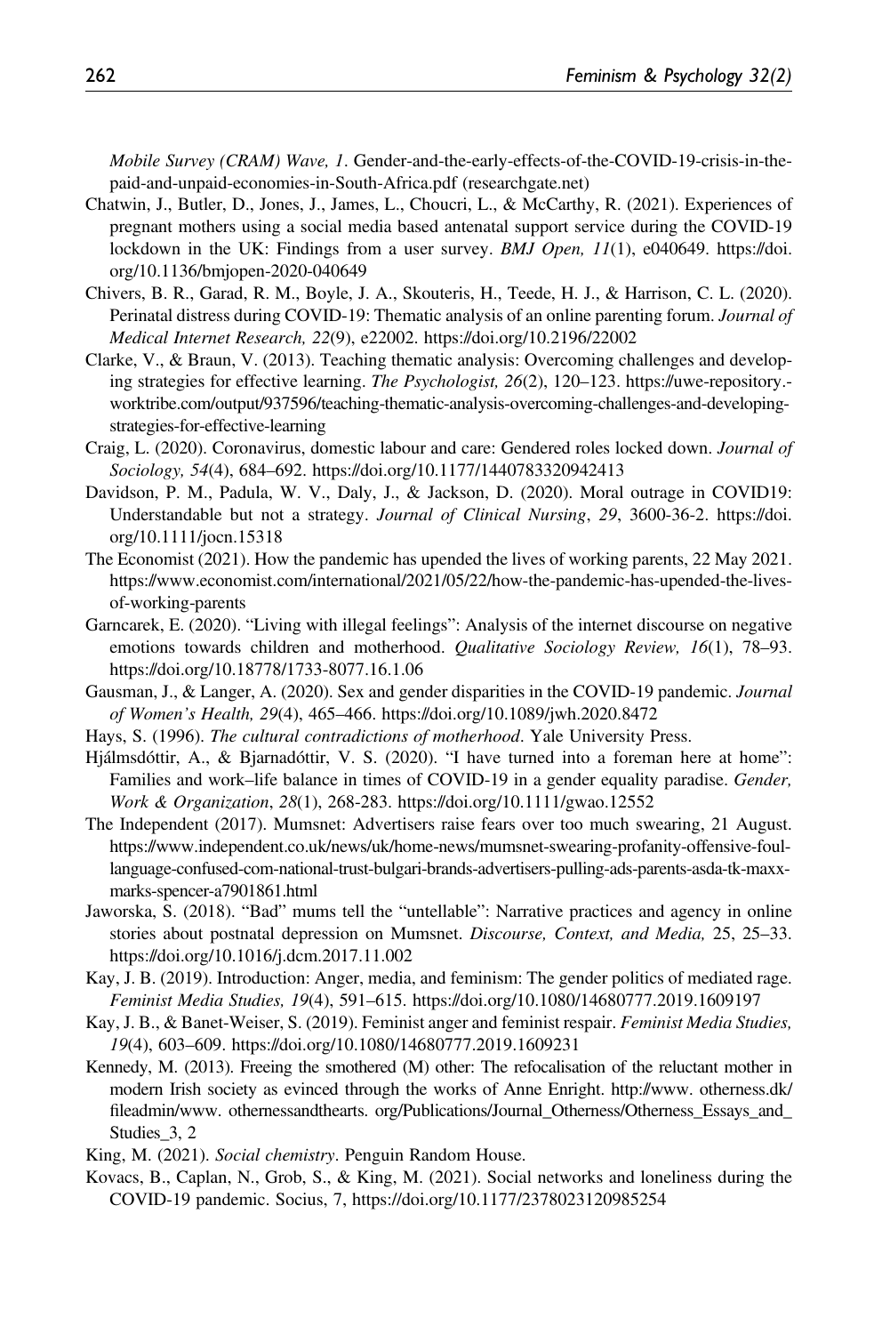*Mobile Survey (CRAM) Wave, 1*. Gender-and-the-early-effects-of-the-COVID-19-crisis-in-the-paid-and-unpaid-economies-in-South-Africa.pdf (researchgate.net)

Chatwin, J., Butler, D., Jones, J., James, L., Choucri, L., & McCarthy, R. (2021). Experiences of pregnant mothers using a social media based antenatal support service during the COVID-19 lockdown in the UK: Findings from a user survey. *BMJ Open, 11*(1), e040649. https://doi.org/10.1136/bmjopen-2020-040649

Chivers, B. R., Garad, R. M., Boyle, J. A., Skouteris, H., Teede, H. J., & Harrison, C. L. (2020). Perinatal distress during COVID-19: Thematic analysis of an online parenting forum. *Journal of Medical Internet Research, 22*(9), e22002. https://doi.org/10.2196/22002

Clarke, V., & Braun, V. (2013). Teaching thematic analysis: Overcoming challenges and developing strategies for effective learning. *The Psychologist, 26*(2), 120–123. https://uwe-repository.worktribe.com/output/937596/teaching-thematic-analysis-overcoming-challenges-and-developing-strategies-for-effective-learning

Craig, L. (2020). Coronavirus, domestic labour and care: Gendered roles locked down. *Journal of Sociology, 54*(4), 684–692. https://doi.org/10.1177/1440783320942413

Davidson, P. M., Padula, W. V., Daly, J., & Jackson, D. (2020). Moral outrage in COVID19: Understandable but not a strategy. *Journal of Clinical Nursing*, *29*, 3600-36-2. https://doi.org/10.1111/jocn.15318

The Economist (2021). How the pandemic has upended the lives of working parents, 22 May 2021. https://www.economist.com/international/2021/05/22/how-the-pandemic-has-upended-the-lives-of-working-parents

Garncarek, E. (2020). "Living with illegal feelings": Analysis of the internet discourse on negative emotions towards children and motherhood. *Qualitative Sociology Review, 16*(1), 78–93. https://doi.org/10.18778/1733-8077.16.1.06

Gausman, J., & Langer, A. (2020). Sex and gender disparities in the COVID-19 pandemic. *Journal of Women's Health, 29*(4), 465–466. https://doi.org/10.1089/jwh.2020.8472

Hays, S. (1996). *The cultural contradictions of motherhood*. Yale University Press.

Hjálmsdóttir, A., & Bjarnadóttir, V. S. (2020). "I have turned into a foreman here at home": Families and work–life balance in times of COVID-19 in a gender equality paradise. *Gender, Work & Organization*, *28*(1), 268-283. https://doi.org/10.1111/gwao.12552

The Independent (2017). Mumsnet: Advertisers raise fears over too much swearing, 21 August. https://www.independent.co.uk/news/uk/home-news/mumsnet-swearing-profanity-offensive-foul-language-confused-com-national-trust-bulgari-brands-advertisers-pulling-ads-parents-asda-tk-maxx-marks-spencer-a7901861.html

Jaworska, S. (2018). "Bad" mums tell the "untellable": Narrative practices and agency in online stories about postnatal depression on Mumsnet. *Discourse, Context, and Media,* 25, 25–33. https://doi.org/10.1016/j.dcm.2017.11.002

Kay, J. B. (2019). Introduction: Anger, media, and feminism: The gender politics of mediated rage. *Feminist Media Studies, 19*(4), 591–615. https://doi.org/10.1080/14680777.2019.1609197

Kay, J. B., & Banet-Weiser, S. (2019). Feminist anger and feminist respair. *Feminist Media Studies, 19*(4), 603–609. https://doi.org/10.1080/14680777.2019.1609231

Kennedy, M. (2013). Freeing the smothered (M) other: The refocalisation of the reluctant mother in modern Irish society as evinced through the works of Anne Enright. http://www. otherness.dk/fileadmin/www. othernessandthearts. org/Publications/Journal_Otherness/Otherness_Essays_and_Studies_3, 2

King, M. (2021). *Social chemistry*. Penguin Random House.

Kovacs, B., Caplan, N., Grob, S., & King, M. (2021). Social networks and loneliness during the COVID-19 pandemic. Socius, 7, https://doi.org/10.1177/2378023120985254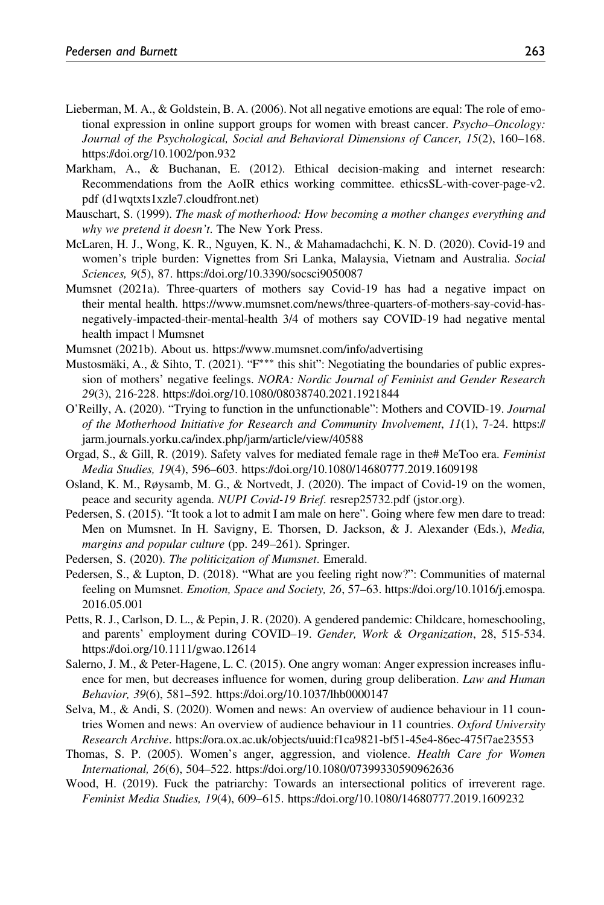Lieberman, M. A., & Goldstein, B. A. (2006). Not all negative emotions are equal: The role of emotional expression in online support groups for women with breast cancer. *Psycho–Oncology: Journal of the Psychological, Social and Behavioral Dimensions of Cancer, 15*(2), 160–168. https://doi.org/10.1002/pon.932

Markham, A., & Buchanan, E. (2012). Ethical decision-making and internet research: Recommendations from the AoIR ethics working committee. ethicsSL-with-cover-page-v2.pdf (d1wqtxts1xzle7.cloudfront.net)

Mauschart, S. (1999). *The mask of motherhood: How becoming a mother changes everything and why we pretend it doesn't*. The New York Press.

McLaren, H. J., Wong, K. R., Nguyen, K. N., & Mahamadachchi, K. N. D. (2020). Covid-19 and women's triple burden: Vignettes from Sri Lanka, Malaysia, Vietnam and Australia. *Social Sciences, 9*(5), 87. https://doi.org/10.3390/socsci9050087

Mumsnet (2021a). Three-quarters of mothers say Covid-19 has had a negative impact on their mental health. https://www.mumsnet.com/news/three-quarters-of-mothers-say-covid-has-negatively-impacted-their-mental-health 3/4 of mothers say COVID-19 had negative mental health impact | Mumsnet

Mumsnet (2021b). About us. https://www.mumsnet.com/info/advertising

Mustosmäki, A., & Sihto, T. (2021). "F*** this shit": Negotiating the boundaries of public expression of mothers' negative feelings. *NORA: Nordic Journal of Feminist and Gender Research 29*(3), 216-228. https://doi.org/10.1080/08038740.2021.1921844

O'Reilly, A. (2020). "Trying to function in the unfunctionable": Mothers and COVID-19. *Journal of the Motherhood Initiative for Research and Community Involvement*, *11*(1), 7-24. https://jarm.journals.yorku.ca/index.php/jarm/article/view/40588

Orgad, S., & Gill, R. (2019). Safety valves for mediated female rage in the# MeToo era. *Feminist Media Studies, 19*(4), 596–603. https://doi.org/10.1080/14680777.2019.1609198

Osland, K. M., Røysamb, M. G., & Nortvedt, J. (2020). The impact of Covid-19 on the women, peace and security agenda. *NUPI Covid-19 Brief*. resrep25732.pdf (jstor.org).

Pedersen, S. (2015). "It took a lot to admit I am male on here". Going where few men dare to tread: Men on Mumsnet. In H. Savigny, E. Thorsen, D. Jackson, & J. Alexander (Eds.), *Media, margins and popular culture* (pp. 249–261). Springer.

Pedersen, S. (2020). *The politicization of Mumsnet*. Emerald.

Pedersen, S., & Lupton, D. (2018). "What are you feeling right now?": Communities of maternal feeling on Mumsnet. *Emotion, Space and Society, 26*, 57–63. https://doi.org/10.1016/j.emospa.2016.05.001

Petts, R. J., Carlson, D. L., & Pepin, J. R. (2020). A gendered pandemic: Childcare, homeschooling, and parents' employment during COVID–19. *Gender, Work & Organization*, 28, 515-534. https://doi.org/10.1111/gwao.12614

Salerno, J. M., & Peter-Hagene, L. C. (2015). One angry woman: Anger expression increases influence for men, but decreases influence for women, during group deliberation. *Law and Human Behavior, 39*(6), 581–592. https://doi.org/10.1037/lhb0000147

Selva, M., & Andi, S. (2020). Women and news: An overview of audience behaviour in 11 countries Women and news: An overview of audience behaviour in 11 countries. *Oxford University Research Archive*. https://ora.ox.ac.uk/objects/uuid:f1ca9821-bf51-45e4-86ec-475f7ae23553

Thomas, S. P. (2005). Women's anger, aggression, and violence. *Health Care for Women International, 26*(6), 504–522. https://doi.org/10.1080/07399330590962636

Wood, H. (2019). Fuck the patriarchy: Towards an intersectional politics of irreverent rage. *Feminist Media Studies, 19*(4), 609–615. https://doi.org/10.1080/14680777.2019.1609232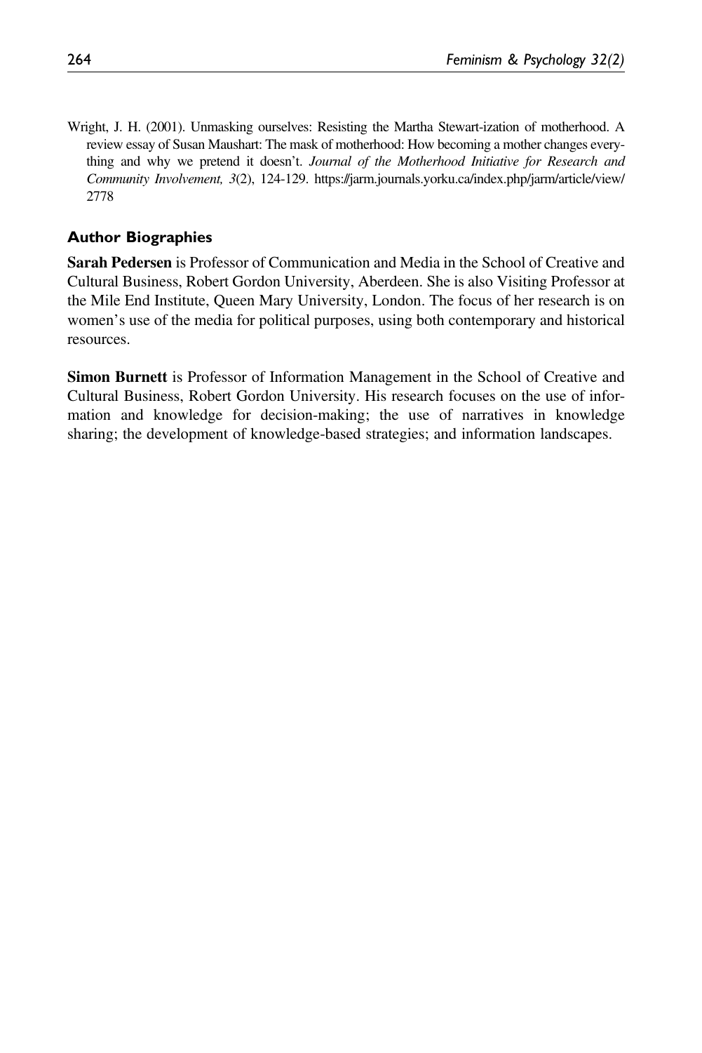Wright, J. H. (2001). Unmasking ourselves: Resisting the Martha Stewart-ization of motherhood. A review essay of Susan Maushart: The mask of motherhood: How becoming a mother changes everything and why we pretend it doesn't. *Journal of the Motherhood Initiative for Research and Community Involvement, 3*(2), 124-129. https://jarm.journals.yorku.ca/index.php/jarm/article/view/2778

## Author Biographies

**Sarah Pedersen** is Professor of Communication and Media in the School of Creative and Cultural Business, Robert Gordon University, Aberdeen. She is also Visiting Professor at the Mile End Institute, Queen Mary University, London. The focus of her research is on women's use of the media for political purposes, using both contemporary and historical resources.

**Simon Burnett** is Professor of Information Management in the School of Creative and Cultural Business, Robert Gordon University. His research focuses on the use of information and knowledge for decision-making; the use of narratives in knowledge sharing; the development of knowledge-based strategies; and information landscapes.